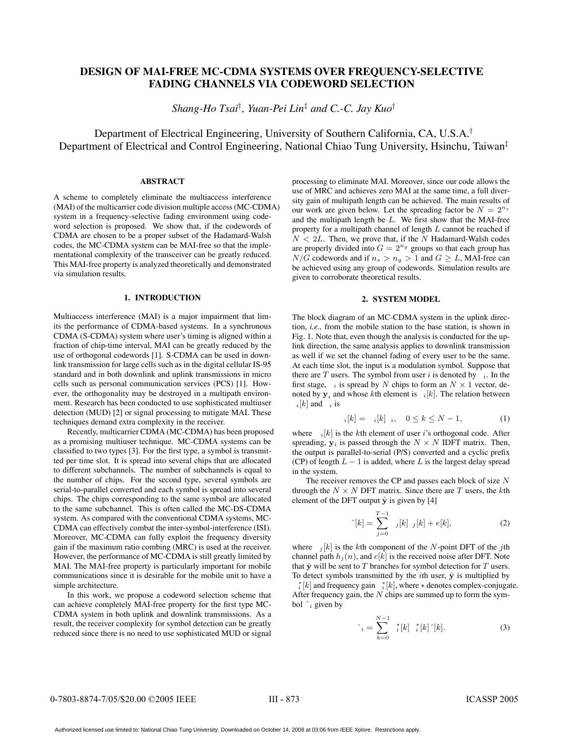# DESIGN OF MAI-FREE MC-CDMA SYSTEMS OVER FREQUENCY-SELECTIVE FADING CHANNELS VIA CODEWORD SELECTION

*Shang-Ho Tsai*[†], *Yuan-Pei Lin*[‡] *and C.-C. Jay Kuo*[†]

Department of Electrical Engineering, University of Southern California, CA, U.S.A.[†]
Department of Electrical and Control Engineering, National Chiao Tung University, Hsinchu, Taiwan[‡]

## ABSTRACT

A scheme to completely eliminate the multiaccess interference (MAI) of the multicarrier code division multiple access (MC-CDMA) system in a frequency-selective fading environment using codeword selection is proposed. We show that, if the codewords of CDMA are chosen to be a proper subset of the Hadamard-Walsh codes, the MC-CDMA system can be MAI-free so that the implementational complexity of the transceiver can be greatly reduced. This MAI-free property is analyzed theoretically and demonstrated via simulation results.

## 1. INTRODUCTION

Multiaccess interference (MAI) is a major impairment that limits the performance of CDMA-based systems. In a synchronous CDMA (S-CDMA) system where user's timing is aligned within a fraction of chip-time interval, MAI can be greatly reduced by the use of orthogonal codewords [1]. S-CDMA can be used in downlink transmission for large cells such as in the digital cellular IS-95 standard and in both downlink and uplink transmissions in micro cells such as personal communication services (PCS) [1]. However, the orthogonality may be destroyed in a multipath environment. Research has been conducted to use sophisticated multiuser detection (MUD) [2] or signal processing to mitigate MAI. These techniques demand extra complexity in the receiver.

Recently, multicarrier CDMA (MC-CDMA) has been proposed as a promising multiuser technique. MC-CDMA systems can be classified to two types [3]. For the first type, a symbol is transmitted per time slot. It is spread into several chips that are allocated to different subchannels. The number of subchannels is equal to the number of chips. For the second type, several symbols are serial-to-parallel converted and each symbol is spread into several chips. The chips corresponding to the same symbol are allocated to the same subchannel. This is often called the MC-DS-CDMA system. As compared with the conventional CDMA systems, MC-CDMA can effectively combat the inter-symbol-interference (ISI). Moreover, MC-CDMA can fully exploit the frequency diversity gain if the maximum ratio combing (MRC) is used at the receiver. However, the performance of MC-CDMA is still greatly limited by MAI. The MAI-free property is particularly important for mobile communications since it is desirable for the mobile unit to have a simple architecture.

In this work, we propose a codeword selection scheme that can achieve completely MAI-free property for the first type MC-CDMA system in both uplink and downlink transmissions. As a result, the receiver complexity for symbol detection can be greatly reduced since there is no need to use sophisticated MUD or signal processing to eliminate MAI. Moreover, since our code allows the use of MRC and achieves zero MAI at the same time, a full diversity gain of multipath length can be achieved. The main results of our work are given below. Let the spreading factor be $N = 2^{n_s}$ and the multipath length be $L$. We first show that the MAI-free property for a multipath channel of length $L$ cannot be reached if $N < 2L$. Then, we prove that, if the $N$ Hadamard-Walsh codes are properly divided into $G = 2^{n_g}$ groups so that each group has $N/G$ codewords and if $n_s > n_g > 1$ and $G \geq L$, MAI-free can be achieved using any group of codewords. Simulation results are given to corroborate theoretical results.

## 2. SYSTEM MODEL

The block diagram of an MC-CDMA system in the uplink direction, *i.e.,* from the mobile station to the base station, is shown in Fig. 1. Note that, even though the analysis is conducted for the uplink direction, the same analysis applies to downlink transmission as well if we set the channel fading of every user to be the same. At each time slot, the input is a modulation symbol. Suppose that there are $T$ users. The symbol from user $i$ is denoted by $\ _i$. In the first stage, $\ _i$ is spread by $N$ chips to form an $N \times 1$ vector, denoted by $\mathbf{y}_i$ and whose $k$th element is $\ _i[k]$. The relation between $\ _i[k]$ and $\ _i$ is

$$
_i[k] = \ _i[k] \ _i, \quad 0 \leq k \leq N-1, \tag{1}
$$

where $\ _i[k]$ is the $k$th element of user $i$'s orthogonal code. After spreading, $\mathbf{y}_i$ is passed through the $N \times N$ IDFT matrix. Then, the output is parallel-to-serial (P/S) converted and a cyclic prefix (CP) of length $L-1$ is added, where $L$ is the largest delay spread in the system.

The receiver removes the CP and passes each block of size $N$ through the $N \times N$ DFT matrix. Since there are $T$ users, the $k$th element of the DFT output $\hat{\mathbf{y}}$ is given by [4]

$$
\hat{\ }[k] = \sum_{j=0}^{T-1} \ _j[k] \ _j[k] + e[k], \tag{2}
$$

where $\ _j[k]$ is the $k$th component of the $N$-point DFT of the $j$th channel path $h_j(n)$, and $e[k]$ is the received noise after DFT. Note that $\hat{\mathbf{y}}$ will be sent to $T$ branches for symbol detection for $T$ users. To detect symbols transmitted by the $i$th user, $\hat{\mathbf{y}}$ is multiplied by $\ _i^*[k]$ and frequency gain $\ _i^*[k]$, where $*$ denotes complex-conjugate. After frequency gain, the $N$ chips are summed up to form the symbol $\hat{\ }_i$ given by

$$
\hat{\ }_i = \sum_{k=0}^{N-1} \ _i^*[k] \ _i^*[k] \hat{\ }[k]. \tag{3}
$$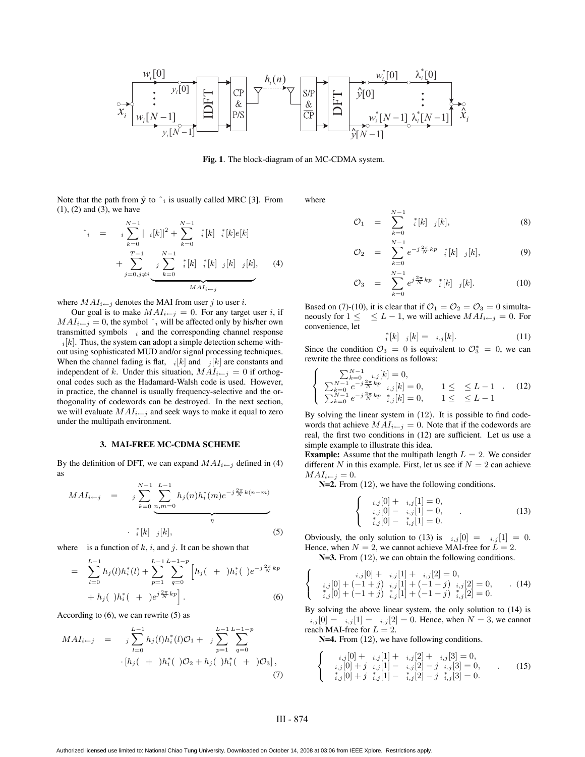Fig. 1. The block-diagram of an MC-CDMA system.

Note that the path from $\hat{\mathbf{y}}$ to $\hat{\ }_i$ is usually called MRC [3]. From (1), (2) and (3), we have

$$
\begin{aligned}
\hat{\ }_i \quad = \quad & \ _i \sum_{k=0}^{N-1} |\ _i[k]|^2 + \sum_{k=0}^{N-1} \ ^*_i[k] \ ^*_i[k] e[k] \\
& + \sum_{j=0, j\neq i}^{T-1} \underbrace{\ _j \sum_{k=0}^{N-1} \ ^*_i[k] \ ^*_i[k] \ _j[k] \ _j[k]}_{MAI_{i\leftarrow j}},
\end{aligned} \tag{4}
$$

where $MAI_{i\leftarrow j}$ denotes the MAI from user $j$ to user $i$.

Our goal is to make $MAI_{i\leftarrow j} = 0$. For any target user $i$, if $MAI_{i\leftarrow j} = 0$, the symbol $\hat{\ }_i$ will be affected only by his/her own transmitted symbols $\ _i$ and the corresponding channel response $\ _i[k]$. Thus, the system can adopt a simple detection scheme without using sophisticated MUD and/or signal processing techniques. When the channel fading is flat, $\ _i[k]$ and $\ _j[k]$ are constants and independent of $k$. Under this situation, $MAI_{i\leftarrow j} = 0$ if orthogonal codes such as the Hadamard-Walsh code is used. However, in practice, the channel is usually frequency-selective and the orthogonality of codewords can be destroyed. In the next section, we will evaluate $MAI_{i\leftarrow j}$ and seek ways to make it equal to zero under the multipath environment.

### 3. MAI-FREE MC-CDMA SCHEME

By the definition of DFT, we can expand $MAI_{i\leftarrow j}$ defined in (4) as

$$
\begin{aligned}
MAI_{i\leftarrow j} \quad = \quad & \ _j \sum_{k=0}^{N-1} \underbrace{\sum_{n,m=0}^{L-1} h_j(n) h_i^*(m) e^{-j\frac{2\pi}{N}k(n-m)}}_{\eta} \\
& \cdot \ ^*_i[k] \ _j[k],
\end{aligned} \tag{5}
$$

where $\ $ is a function of $k$, $i$, and $j$. It can be shown that

$$
\begin{aligned}
\ = \ & \sum_{l=0}^{L-1} h_j(l) h_i^*(l) + \sum_{p=1}^{L-1} \sum_{q=0}^{L-1-p} \Big[ h_j(\ + \ ) h_i^*(\ ) e^{-j\frac{2\pi}{N}kp} \\
& + h_j(\ ) h_i^*(\ + \ ) e^{j\frac{2\pi}{N}kp} \Big].
\end{aligned} \tag{6}
$$

According to (6), we can rewrite (5) as

$$
\begin{aligned}
MAI_{i\leftarrow j} \quad = \quad & \ _j \sum_{l=0}^{L-1} h_j(l) h_i^*(l) \mathcal{O}_1 + \ _j \sum_{p=1}^{L-1} \sum_{q=0}^{L-1-p} \\
& \cdot \left[ h_j(\ + \ ) h_i^*(\ ) \mathcal{O}_2 + h_j(\ ) h_i^*(\ + \ ) \mathcal{O}_3 \right],
\end{aligned} \tag{7}
$$

where

$$
\mathcal{O}_1 \quad = \quad \sum_{k=0}^{N-1} \ ^*_i[k] \ _j[k], \tag{8}
$$

$$
\mathcal{O}_2 \quad = \quad \sum_{k=0}^{N-1} e^{-j\frac{2\pi}{N}kp} \ ^*_i[k] \ _j[k], \tag{9}
$$

$$
\mathcal{O}_3 \quad = \quad \sum_{k=0}^{N-1} e^{j\frac{2\pi}{N}kp} \ ^*_i[k] \ _j[k]. \tag{10}
$$

Based on (7)-(10), it is clear that if $\mathcal{O}_1 = \mathcal{O}_2 = \mathcal{O}_3 = 0$ simultaneously for $1 \leq \ \leq L-1$, we will achieve $MAI_{i\leftarrow j} = 0$. For convenience, let

$$
\ ^*_i[k] \ _j[k] = \ _{i,j}[k]. \tag{11}
$$

Since the condition $\mathcal{O}_3 = 0$ is equivalent to $\mathcal{O}_3^* = 0$, we can rewrite the three conditions as follows:

$$
\left\{
\begin{array}{ll}
\sum_{k=0}^{N-1} \ _{i,j}[k] = 0, & \\
\sum_{k=0}^{N-1} e^{-j\frac{2\pi}{N}kp} \ _{i,j}[k] = 0, & 1 \leq \ \leq L-1 \\
\sum_{k=0}^{N-1} e^{-j\frac{2\pi}{N}kp} \ ^*_{i,j}[k] = 0, & 1 \leq \ \leq L-1
\end{array}
\right. . \tag{12}
$$

By solving the linear system in (12). It is possible to find codewords that achieve $MAI_{i\leftarrow j} = 0$. Note that if the codewords are real, the first two conditions in (12) are sufficient. Let us use a simple example to illustrate this idea.

**Example:** Assume that the multipath length $L = 2$. We consider different $N$ in this example. First, let us see if $N = 2$ can achieve $MAI_{i\leftarrow j} = 0$.

**N=2.** From (12), we have the following conditions.

$$
\left\{
\begin{array}{l}
\ _{i,j}[0] + \ _{i,j}[1] = 0, \\
\ _{i,j}[0] - \ _{i,j}[1] = 0, \\
\ ^*_{i,j}[0] - \ ^*_{i,j}[1] = 0.
\end{array}
\right. . \tag{13}
$$

Obviously, the only solution to (13) is $\ _{i,j}[0] = \ _{i,j}[1] = 0$. Hence, when $N = 2$, we cannot achieve MAI-free for $L = 2$.

**N=3.** From (12), we can obtain the following conditions.

$$
\left\{
\begin{array}{l}
\ _{i,j}[0] + \ _{i,j}[1] + \ _{i,j}[2] = 0, \\
\ _{i,j}[0] + (-1+j) \ _{i,j}[1] + (-1-j) \ _{i,j}[2] = 0, \\
\ ^*_{i,j}[0] + (-1+j) \ ^*_{i,j}[1] + (-1-j) \ ^*_{i,j}[2] = 0.
\end{array}
\right. . \tag{14}
$$

By solving the above linear system, the only solution to (14) is $\ _{i,j}[0] = \ _{i,j}[1] = \ _{i,j}[2] = 0$. Hence, when $N = 3$, we cannot reach MAI-free for $L = 2$.

**N=4.** From (12), we have following conditions.

$$
\left\{
\begin{array}{l}
\ _{i,j}[0] + \ _{i,j}[1] + \ _{i,j}[2] + \ _{i,j}[3] = 0, \\
\ _{i,j}[0] + j \ _{i,j}[1] - \ _{i,j}[2] - j \ _{i,j}[3] = 0, \\
\ ^*_{i,j}[0] + j \ ^*_{i,j}[1] - \ ^*_{i,j}[2] - j \ ^*_{i,j}[3] = 0.
\end{array}
\right. . \tag{15}
$$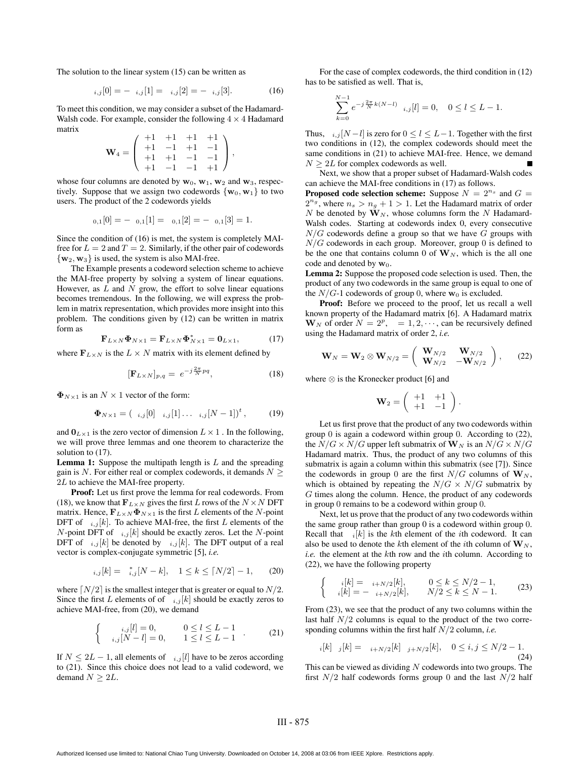The solution to the linear system (15) can be written as

$$ {}_{i,j}[0] = - {}_{i,j}[1] = {}_{i,j}[2] = - {}_{i,j}[3]. \tag{16}$$

To meet this condition, we may consider a subset of the Hadamard-Walsh code. For example, consider the following $4 \times 4$ Hadamard matrix

$$\mathbf{W}_4 = \begin{pmatrix} +1 & +1 & +1 & +1 \\ +1 & -1 & +1 & -1 \\ +1 & +1 & -1 & -1 \\ +1 & -1 & -1 & +1 \end{pmatrix},$$

whose four columns are denoted by $\mathbf{w}_0$, $\mathbf{w}_1$, $\mathbf{w}_2$ and $\mathbf{w}_3$, respectively. Suppose that we assign two codewords $\{\mathbf{w}_0, \mathbf{w}_1\}$ to two users. The product of the 2 codewords yields

$$ {}_{0,1}[0] = - {}_{0,1}[1] = {}_{0,1}[2] = - {}_{0,1}[3] = 1.$$

Since the condition of (16) is met, the system is completely MAI-free for $L = 2$ and $T = 2$. Similarly, if the other pair of codewords $\{\mathbf{w}_2, \mathbf{w}_3\}$ is used, the system is also MAI-free.

The Example presents a codeword selection scheme to achieve the MAI-free property by solving a system of linear equations. However, as $L$ and $N$ grow, the effort to solve linear equations becomes tremendous. In the following, we will express the problem in matrix representation, which provides more insight into this problem. The conditions given by (12) can be written in matrix form as

$$\mathbf{F}_{L\times N}\mathbf{\Phi}_{N\times 1} = \mathbf{F}_{L\times N}\mathbf{\Phi}^*_{N\times 1} = \mathbf{0}_{L\times 1}, \tag{17}$$

where $\mathbf{F}_{L\times N}$ is the $L \times N$ matrix with its element defined by

$$[\mathbf{F}_{L\times N}]_{p,q} = e^{-j\frac{2\pi}{N}pq}, \tag{18}$$

$\mathbf{\Phi}_{N\times 1}$ is an $N \times 1$ vector of the form:

$$\mathbf{\Phi}_{N\times 1} = ( {}_{i,j}[0] \quad {}_{i,j}[1] \ldots \quad {}_{i,j}[N-1])^t, \tag{19}$$

and $\mathbf{0}_{L\times 1}$ is the zero vector of dimension $L \times 1$ . In the following, we will prove three lemmas and one theorem to characterize the solution to (17).

**Lemma 1:** Suppose the multipath length is $L$ and the spreading gain is $N$. For either real or complex codewords, it demands $N \geq 2L$ to achieve the MAI-free property.

**Proof:** Let us first prove the lemma for real codewords. From (18), we know that $\mathbf{F}_{L\times N}$ gives the first $L$ rows of the $N \times N$ DFT matrix. Hence, $\mathbf{F}_{L\times N}\mathbf{\Phi}_{N\times 1}$ is the first $L$ elements of the $N$-point DFT of ${}_{i,j}[k]$. To achieve MAI-free, the first $L$ elements of the $N$-point DFT of ${}_{i,j}[k]$ should be exactly zeros. Let the $N$-point DFT of ${}_{i,j}[k]$ be denoted by ${}_{i,j}[k]$. The DFT output of a real vector is complex-conjugate symmetric [5], *i.e.*

$$ {}_{i,j}[k] = {}^{*}_{i,j}[N-k], \quad 1 \leq k \leq \lceil N/2 \rceil - 1, \tag{20}$$

where $\lceil N/2 \rceil$ is the smallest integer that is greater or equal to $N/2$. Since the first $L$ elements of of ${}_{i,j}[k]$ should be exactly zeros to achieve MAI-free, from (20), we demand

$$\begin{cases} {}_{i,j}[l] = 0, & 0 \leq l \leq L-1 \\ {}_{i,j}[N-l] = 0, & 1 \leq l \leq L-1 \end{cases}. \tag{21}$$

If $N \leq 2L-1$, all elements of ${}_{i,j}[l]$ have to be zeros according to (21). Since this choice does not lead to a valid codeword, we demand $N \geq 2L$.

For the case of complex codewords, the third condition in (12) has to be satisfied as well. That is,

$$\sum_{k=0}^{N-1} e^{-j\frac{2\pi}{N}k(N-l)} {}_{i,j}[l] = 0, \quad 0 \leq l \leq L-1.$$

Thus, ${}_{i,j}[N-l]$ is zero for $0 \leq l \leq L-1$. Together with the first two conditions in (12), the complex codewords should meet the same conditions in (21) to achieve MAI-free. Hence, we demand $N \geq 2L$ for complex codewords as well. ∎

Next, we show that a proper subset of Hadamard-Walsh codes can achieve the MAI-free conditions in (17) as follows.

**Proposed code selection scheme:** Suppose $N = 2^{n_s}$ and $G = 2^{n_g}$, where $n_s > n_g + 1 > 1$. Let the Hadamard matrix of order $N$ be denoted by $\mathbf{W}_N$, whose columns form the $N$ Hadamard-Walsh codes. Starting at codewords index 0, every consecutive $N/G$ codewords define a group so that we have $G$ groups with $N/G$ codewords in each group. Moreover, group 0 is defined to be the one that contains column 0 of $\mathbf{W}_N$, which is the all one code and denoted by $\mathbf{w}_0$.

**Lemma 2:** Suppose the proposed code selection is used. Then, the product of any two codewords in the same group is equal to one of the $N/G$-1 codewords of group 0, where $\mathbf{w}_0$ is excluded.

**Proof:** Before we proceed to the proof, let us recall a well known property of the Hadamard matrix [6]. A Hadamard matrix $\mathbf{W}_N$ of order $N = 2^p$, $= 1, 2, \cdots$, can be recursively defined using the Hadamard matrix of order 2, *i.e.*

$$\mathbf{W}_N = \mathbf{W}_2 \otimes \mathbf{W}_{N/2} = \begin{pmatrix} \mathbf{W}_{N/2} & \mathbf{W}_{N/2} \\ \mathbf{W}_{N/2} & -\mathbf{W}_{N/2} \end{pmatrix}, \tag{22}$$

where $\otimes$ is the Kronecker product [6] and

$$\mathbf{W}_2 = \begin{pmatrix} +1 & +1 \\ +1 & -1 \end{pmatrix}.$$

Let us first prove that the product of any two codewords within group 0 is again a codeword within group 0. According to (22), the $N/G \times N/G$ upper left submatrix of $\mathbf{W}_N$ is an $N/G \times N/G$ Hadamard matrix. Thus, the product of any two columns of this submatrix is again a column within this submatrix (see [7]). Since the codewords in group 0 are the first $N/G$ columns of $\mathbf{W}_N$, which is obtained by repeating the $N/G \times N/G$ submatrix by $G$ times along the column. Hence, the product of any codewords in group 0 remains to be a codeword within group 0.

Next, let us prove that the product of any two codewords within the same group rather than group 0 is a codeword within group 0. Recall that ${}_{i}[k]$ is the $k$th element of the $i$th codeword. It can also be used to denote the $k$th element of the $i$th column of $\mathbf{W}_N$, *i.e.* the element at the $k$th row and the $i$th column. According to (22), we have the following property

$$\begin{cases} {}_{i}[k] = {}_{i+N/2}[k], & 0 \leq k \leq N/2-1, \\ {}_{i}[k] = - {}_{i+N/2}[k], & N/2 \leq k \leq N-1. \end{cases} \tag{23}$$

From (23), we see that the product of any two columns within the last half $N/2$ columns is equal to the product of the two corresponding columns within the first half $N/2$ column, *i.e.*

$$ {}_{i}[k] \; {}_{j}[k] = {}_{i+N/2}[k] \; {}_{j+N/2}[k], \quad 0 \leq i, j \leq N/2-1. \tag{24}$$

This can be viewed as dividing $N$ codewords into two groups. The first $N/2$ half codewords forms group 0 and the last $N/2$ half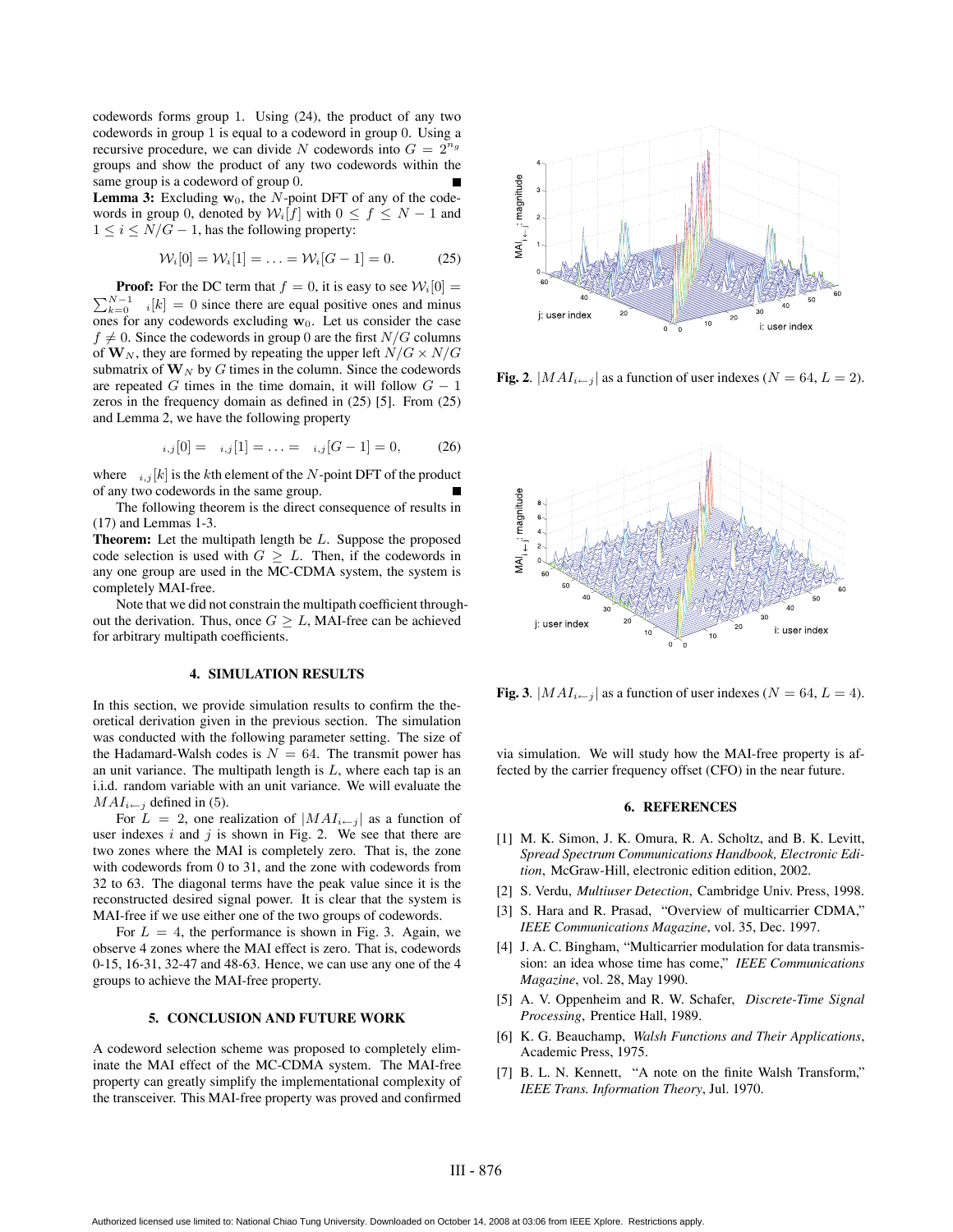codewords forms group 1. Using (24), the product of any two codewords in group 1 is equal to a codeword in group 0. Using a recursive procedure, we can divide $N$ codewords into $G = 2^{n_g}$ groups and show the product of any two codewords within the same group is a codeword of group 0. ■

**Lemma 3:** Excluding $\mathbf{w}_0$, the $N$-point DFT of any of the codewords in group 0, denoted by $\mathcal{W}_i[f]$ with $0 \le f \le N-1$ and $1 \le i \le N/G - 1$, has the following property:

$$\mathcal{W}_i[0] = \mathcal{W}_i[1] = \ldots = \mathcal{W}_i[G-1] = 0. \tag{25}$$

**Proof:** For the DC term that $f = 0$, it is easy to see $\mathcal{W}_i[0] = \sum_{k=0}^{N-1} \quad_i[k] = 0$ since there are equal positive ones and minus ones for any codewords excluding $\mathbf{w}_0$. Let us consider the case $f \neq 0$. Since the codewords in group 0 are the first $N/G$ columns of $\mathbf{W}_N$, they are formed by repeating the upper left $N/G \times N/G$ submatrix of $\mathbf{W}_N$ by $G$ times in the column. Since the codewords are repeated $G$ times in the time domain, it will follow $G-1$ zeros in the frequency domain as defined in (25) [5]. From (25) and Lemma 2, we have the following property

$$\quad_{i,j}[0] = \quad_{i,j}[1] = \ldots = \quad_{i,j}[G-1] = 0, \tag{26}$$

where $\quad_{i,j}[k]$ is the $k$th element of the $N$-point DFT of the product of any two codewords in the same group. ■

The following theorem is the direct consequence of results in (17) and Lemmas 1-3.

**Theorem:** Let the multipath length be $L$. Suppose the proposed code selection is used with $G \ge L$. Then, if the codewords in any one group are used in the MC-CDMA system, the system is completely MAI-free.

Note that we did not constrain the multipath coefficient throughout the derivation. Thus, once $G \ge L$, MAI-free can be achieved for arbitrary multipath coefficients.

## 4. SIMULATION RESULTS

In this section, we provide simulation results to confirm the theoretical derivation given in the previous section. The simulation was conducted with the following parameter setting. The size of the Hadamard-Walsh codes is $N = 64$. The transmit power has an unit variance. The multipath length is $L$, where each tap is an i.i.d. random variable with an unit variance. We will evaluate the $MAI_{i \leftarrow j}$ defined in (5).

For $L = 2$, one realization of $|MAI_{i \leftarrow j}|$ as a function of user indexes $i$ and $j$ is shown in Fig. 2. We see that there are two zones where the MAI is completely zero. That is, the zone with codewords from 0 to 31, and the zone with codewords from 32 to 63. The diagonal terms have the peak value since it is the reconstructed desired signal power. It is clear that the system is MAI-free if we use either one of the two groups of codewords.

For $L = 4$, the performance is shown in Fig. 3. Again, we observe 4 zones where the MAI effect is zero. That is, codewords 0-15, 16-31, 32-47 and 48-63. Hence, we can use any one of the 4 groups to achieve the MAI-free property.

## 5. CONCLUSION AND FUTURE WORK

A codeword selection scheme was proposed to completely eliminate the MAI effect of the MC-CDMA system. The MAI-free property can greatly simplify the implementational complexity of the transceiver. This MAI-free property was proved and confirmed via simulation. We will study how the MAI-free property is affected by the carrier frequency offset (CFO) in the near future.

MAI$_{i \leftarrow j}$: magnitude
j: user index
i: user index

**Fig. 2**. $|MAI_{i \leftarrow j}|$ as a function of user indexes ($N = 64$, $L = 2$).

MAI$_{i \leftarrow j}$: magnitude
j: user index
i: user index

**Fig. 3**. $|MAI_{i \leftarrow j}|$ as a function of user indexes ($N = 64$, $L = 4$).

## 6. REFERENCES

[1] M. K. Simon, J. K. Omura, R. A. Scholtz, and B. K. Levitt, *Spread Spectrum Communications Handbook, Electronic Edition*, McGraw-Hill, electronic edition edition, 2002.

[2] S. Verdu, *Multiuser Detection*, Cambridge Univ. Press, 1998.

[3] S. Hara and R. Prasad, "Overview of multicarrier CDMA," *IEEE Communications Magazine*, vol. 35, Dec. 1997.

[4] J. A. C. Bingham, "Multicarrier modulation for data transmission: an idea whose time has come," *IEEE Communications Magazine*, vol. 28, May 1990.

[5] A. V. Oppenheim and R. W. Schafer, *Discrete-Time Signal Processing*, Prentice Hall, 1989.

[6] K. G. Beauchamp, *Walsh Functions and Their Applications*, Academic Press, 1975.

[7] B. L. N. Kennett, "A note on the finite Walsh Transform," *IEEE Trans. Information Theory*, Jul. 1970.